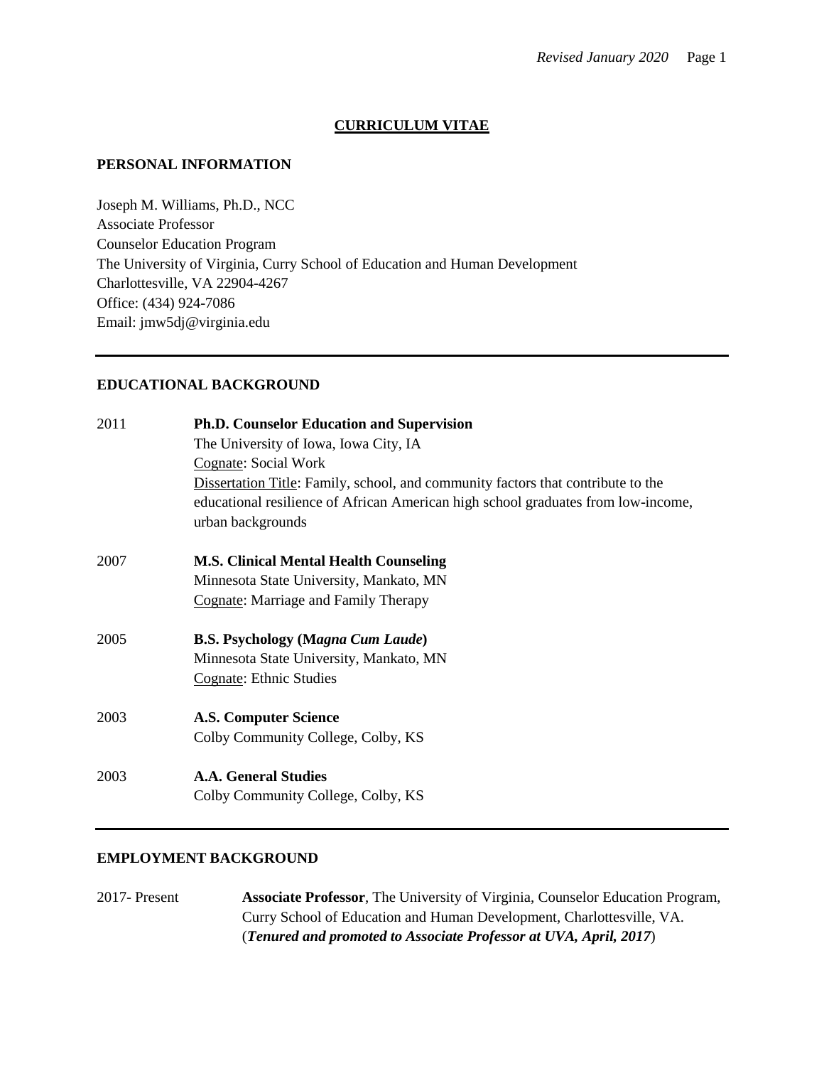# CURRICULUM VITAE

## PERSONAL INFORMATION

Joseph M. Williams, Ph.D., NCC
Associate Professor
Counselor Education Program
The University of Virginia, Curry School of Education and Human Development
Charlottesville, VA 22904-4267
Office: (434) 924-7086
Email: jmw5dj@virginia.edu

---

## EDUCATIONAL BACKGROUND

2011 **Ph.D. Counselor Education and Supervision**
The University of Iowa, Iowa City, IA
Cognate: Social Work
Dissertation Title: Family, school, and community factors that contribute to the educational resilience of African American high school graduates from low-income, urban backgrounds

2007 **M.S. Clinical Mental Health Counseling**
Minnesota State University, Mankato, MN
Cognate: Marriage and Family Therapy

2005 **B.S. Psychology (*Magna Cum Laude*)**
Minnesota State University, Mankato, MN
Cognate: Ethnic Studies

2003 **A.S. Computer Science**
Colby Community College, Colby, KS

2003 **A.A. General Studies**
Colby Community College, Colby, KS

---

## EMPLOYMENT BACKGROUND

2017- Present **Associate Professor**, The University of Virginia, Counselor Education Program, Curry School of Education and Human Development, Charlottesville, VA. (***Tenured and promoted to Associate Professor at UVA, April, 2017***)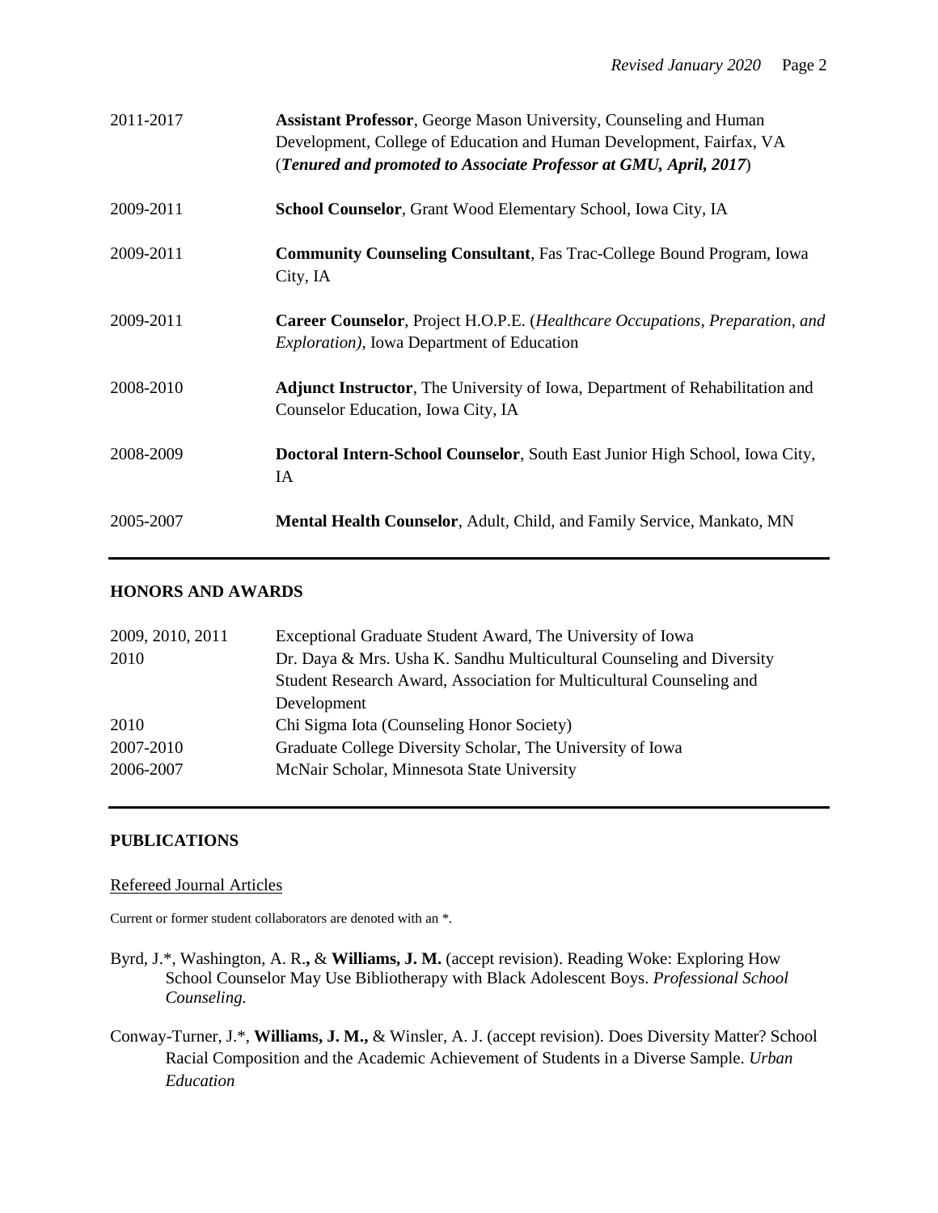| | |
|---|---|
| 2011-2017 | **Assistant Professor**, George Mason University, Counseling and Human Development, College of Education and Human Development, Fairfax, VA (***Tenured and promoted to Associate Professor at GMU, April, 2017***) |
| 2009-2011 | **School Counselor**, Grant Wood Elementary School, Iowa City, IA |
| 2009-2011 | **Community Counseling Consultant**, Fas Trac-College Bound Program, Iowa City, IA |
| 2009-2011 | **Career Counselor**, Project H.O.P.E. (*Healthcare Occupations, Preparation, and Exploration)*, Iowa Department of Education |
| 2008-2010 | **Adjunct Instructor**, The University of Iowa, Department of Rehabilitation and Counselor Education, Iowa City, IA |
| 2008-2009 | **Doctoral Intern-School Counselor**, South East Junior High School, Iowa City, IA |
| 2005-2007 | **Mental Health Counselor**, Adult, Child, and Family Service, Mankato, MN |

## HONORS AND AWARDS

| | |
|---|---|
| 2009, 2010, 2011 | Exceptional Graduate Student Award, The University of Iowa |
| 2010 | Dr. Daya & Mrs. Usha K. Sandhu Multicultural Counseling and Diversity Student Research Award, Association for Multicultural Counseling and Development |
| 2010 | Chi Sigma Iota (Counseling Honor Society) |
| 2007-2010 | Graduate College Diversity Scholar, The University of Iowa |
| 2006-2007 | McNair Scholar, Minnesota State University |

## PUBLICATIONS

Refereed Journal Articles

Current or former student collaborators are denoted with an *.

Byrd, J.*, Washington, A. R., & **Williams, J. M.** (accept revision). Reading Woke: Exploring How School Counselor May Use Bibliotherapy with Black Adolescent Boys. *Professional School Counseling.*

Conway-Turner, J.*, **Williams, J. M.,** & Winsler, A. J. (accept revision). Does Diversity Matter? School Racial Composition and the Academic Achievement of Students in a Diverse Sample. *Urban Education*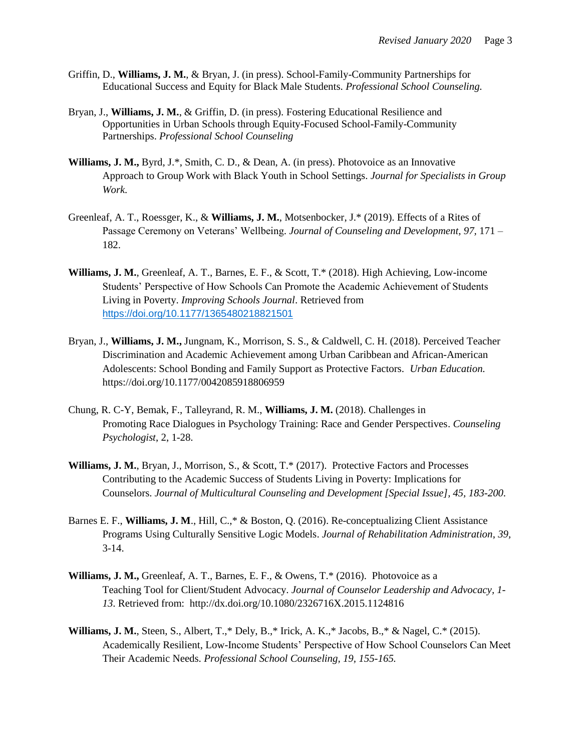Griffin, D., **Williams, J. M.**, & Bryan, J. (in press). School-Family-Community Partnerships for Educational Success and Equity for Black Male Students. *Professional School Counseling.*

Bryan, J., **Williams, J. M.**, & Griffin, D. (in press). Fostering Educational Resilience and Opportunities in Urban Schools through Equity-Focused School-Family-Community Partnerships. *Professional School Counseling*

**Williams, J. M.,** Byrd, J.*, Smith, C. D., & Dean, A. (in press). Photovoice as an Innovative Approach to Group Work with Black Youth in School Settings. *Journal for Specialists in Group Work.*

Greenleaf, A. T., Roessger, K., & **Williams, J. M.**, Motsenbocker, J.* (2019). Effects of a Rites of Passage Ceremony on Veterans' Wellbeing. *Journal of Counseling and Development, 97,* 171 – 182.

**Williams, J. M.**, Greenleaf, A. T., Barnes, E. F., & Scott, T.* (2018). High Achieving, Low-income Students' Perspective of How Schools Can Promote the Academic Achievement of Students Living in Poverty. *Improving Schools Journal*. Retrieved from https://doi.org/10.1177/1365480218821501

Bryan, J., **Williams, J. M.,** Jungnam, K., Morrison, S. S., & Caldwell, C. H. (2018). Perceived Teacher Discrimination and Academic Achievement among Urban Caribbean and African-American Adolescents: School Bonding and Family Support as Protective Factors. *Urban Education.* https://doi.org/10.1177/0042085918806959

Chung, R. C-Y, Bemak, F., Talleyrand, R. M., **Williams, J. M.** (2018). Challenges in Promoting Race Dialogues in Psychology Training: Race and Gender Perspectives. *Counseling Psychologist*, 2, 1-28.

**Williams, J. M.**, Bryan, J., Morrison, S., & Scott, T.* (2017). Protective Factors and Processes Contributing to the Academic Success of Students Living in Poverty: Implications for Counselors. *Journal of Multicultural Counseling and Development [Special Issue], 45, 183-200.*

Barnes E. F., **Williams, J. M**., Hill, C.,* & Boston, Q. (2016). Re-conceptualizing Client Assistance Programs Using Culturally Sensitive Logic Models. *Journal of Rehabilitation Administration*, *39*, 3-14.

**Williams, J. M.,** Greenleaf, A. T., Barnes, E. F., & Owens, T.* (2016). Photovoice as a Teaching Tool for Client/Student Advocacy. *Journal of Counselor Leadership and Advocacy, 1-13*. Retrieved from: http://dx.doi.org/10.1080/2326716X.2015.1124816

**Williams, J. M.**, Steen, S., Albert, T.,* Dely, B.,* Irick, A. K.,* Jacobs, B.,* & Nagel, C.* (2015). Academically Resilient, Low-Income Students' Perspective of How School Counselors Can Meet Their Academic Needs. *Professional School Counseling, 19, 155-165.*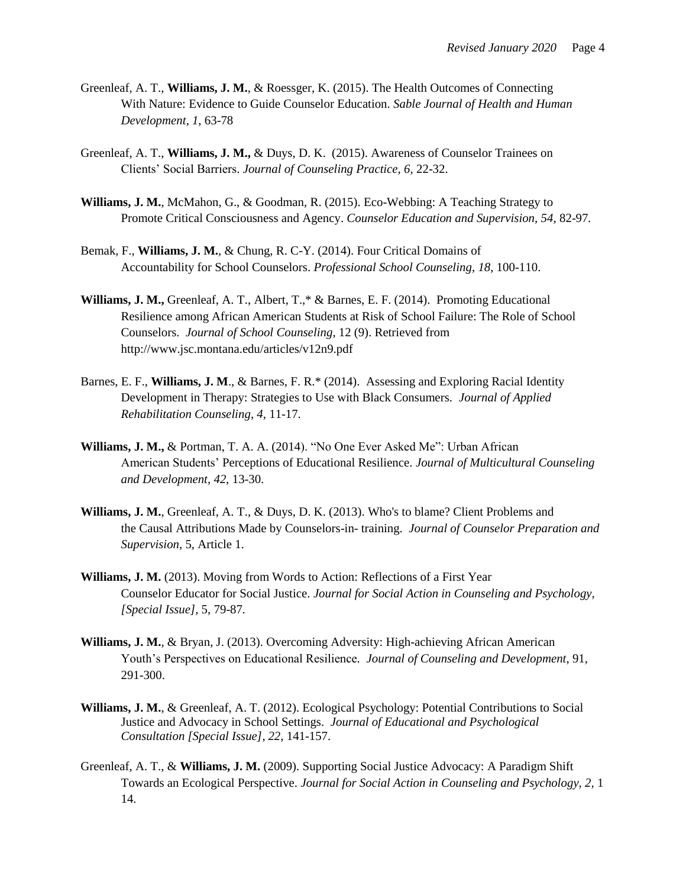Greenleaf, A. T., **Williams, J. M.**, & Roessger, K. (2015). The Health Outcomes of Connecting With Nature: Evidence to Guide Counselor Education. *Sable Journal of Health and Human Development, 1*, 63-78

Greenleaf, A. T., **Williams, J. M.,** & Duys, D. K. (2015). Awareness of Counselor Trainees on Clients' Social Barriers. *Journal of Counseling Practice*, *6,* 22-32.

**Williams, J. M.**, McMahon, G., & Goodman, R. (2015). Eco-Webbing: A Teaching Strategy to Promote Critical Consciousness and Agency. *Counselor Education and Supervision, 54*, 82-97.

Bemak, F., **Williams, J. M.**, & Chung, R. C-Y. (2014). Four Critical Domains of Accountability for School Counselors. *Professional School Counseling*, *18*, 100-110.

**Williams, J. M.,** Greenleaf, A. T., Albert, T.,* & Barnes, E. F. (2014). Promoting Educational Resilience among African American Students at Risk of School Failure: The Role of School Counselors. *Journal of School Counseling*, 12 (9). Retrieved from http://www.jsc.montana.edu/articles/v12n9.pdf

Barnes, E. F., **Williams, J. M**., & Barnes, F. R.* (2014). Assessing and Exploring Racial Identity Development in Therapy: Strategies to Use with Black Consumers. *Journal of Applied Rehabilitation Counseling*, *4*, 11-17.

**Williams, J. M.,** & Portman, T. A. A. (2014). "No One Ever Asked Me": Urban African American Students' Perceptions of Educational Resilience. *Journal of Multicultural Counseling and Development*, *42,* 13-30.

**Williams, J. M.**, Greenleaf, A. T., & Duys, D. K. (2013). Who's to blame? Client Problems and the Causal Attributions Made by Counselors-in- training. *Journal of Counselor Preparation and Supervision*, 5, Article 1.

**Williams, J. M.** (2013). Moving from Words to Action: Reflections of a First Year Counselor Educator for Social Justice. *Journal for Social Action in Counseling and Psychology, [Special Issue]*, 5, 79-87.

**Williams, J. M.**, & Bryan, J. (2013). Overcoming Adversity: High-achieving African American Youth's Perspectives on Educational Resilience. *Journal of Counseling and Development*, 91, 291-300.

**Williams, J. M.**, & Greenleaf, A. T. (2012). Ecological Psychology: Potential Contributions to Social Justice and Advocacy in School Settings. *Journal of Educational and Psychological Consultation [Special Issue]*, *22,* 141-157.

Greenleaf, A. T., & **Williams, J. M.** (2009). Supporting Social Justice Advocacy: A Paradigm Shift Towards an Ecological Perspective. *Journal for Social Action in Counseling and Psychology, 2,* 1 14.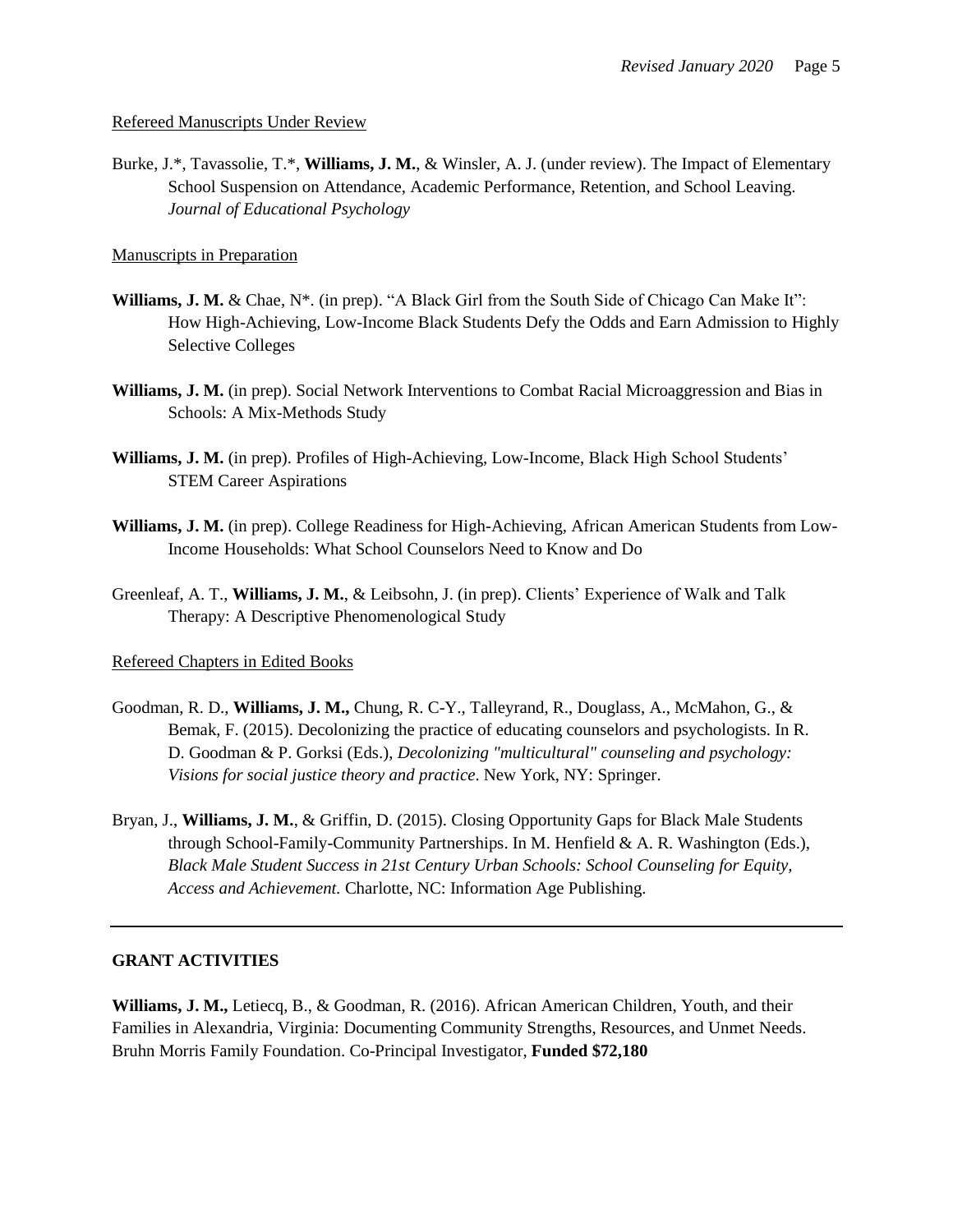Refereed Manuscripts Under Review

Burke, J.*, Tavassolie, T.*, **Williams, J. M.**, & Winsler, A. J. (under review). The Impact of Elementary School Suspension on Attendance, Academic Performance, Retention, and School Leaving. *Journal of Educational Psychology*

Manuscripts in Preparation

**Williams, J. M.** & Chae, N*. (in prep). "A Black Girl from the South Side of Chicago Can Make It": How High-Achieving, Low-Income Black Students Defy the Odds and Earn Admission to Highly Selective Colleges

**Williams, J. M.** (in prep). Social Network Interventions to Combat Racial Microaggression and Bias in Schools: A Mix-Methods Study

**Williams, J. M.** (in prep). Profiles of High-Achieving, Low-Income, Black High School Students' STEM Career Aspirations

**Williams, J. M.** (in prep). College Readiness for High-Achieving, African American Students from Low-Income Households: What School Counselors Need to Know and Do

Greenleaf, A. T., **Williams, J. M.**, & Leibsohn, J. (in prep). Clients' Experience of Walk and Talk Therapy: A Descriptive Phenomenological Study

Refereed Chapters in Edited Books

Goodman, R. D., **Williams, J. M.,** Chung, R. C-Y., Talleyrand, R., Douglass, A., McMahon, G., & Bemak, F. (2015). Decolonizing the practice of educating counselors and psychologists. In R. D. Goodman & P. Gorksi (Eds.), *Decolonizing "multicultural" counseling and psychology: Visions for social justice theory and practice*. New York, NY: Springer.

Bryan, J., **Williams, J. M.**, & Griffin, D. (2015). Closing Opportunity Gaps for Black Male Students through School-Family-Community Partnerships. In M. Henfield & A. R. Washington (Eds.), *Black Male Student Success in 21st Century Urban Schools: School Counseling for Equity, Access and Achievement.* Charlotte, NC: Information Age Publishing.

---

**GRANT ACTIVITIES**

**Williams, J. M.,** Letiecq, B., & Goodman, R. (2016). African American Children, Youth, and their Families in Alexandria, Virginia: Documenting Community Strengths, Resources, and Unmet Needs. Bruhn Morris Family Foundation. Co-Principal Investigator, **Funded $72,180**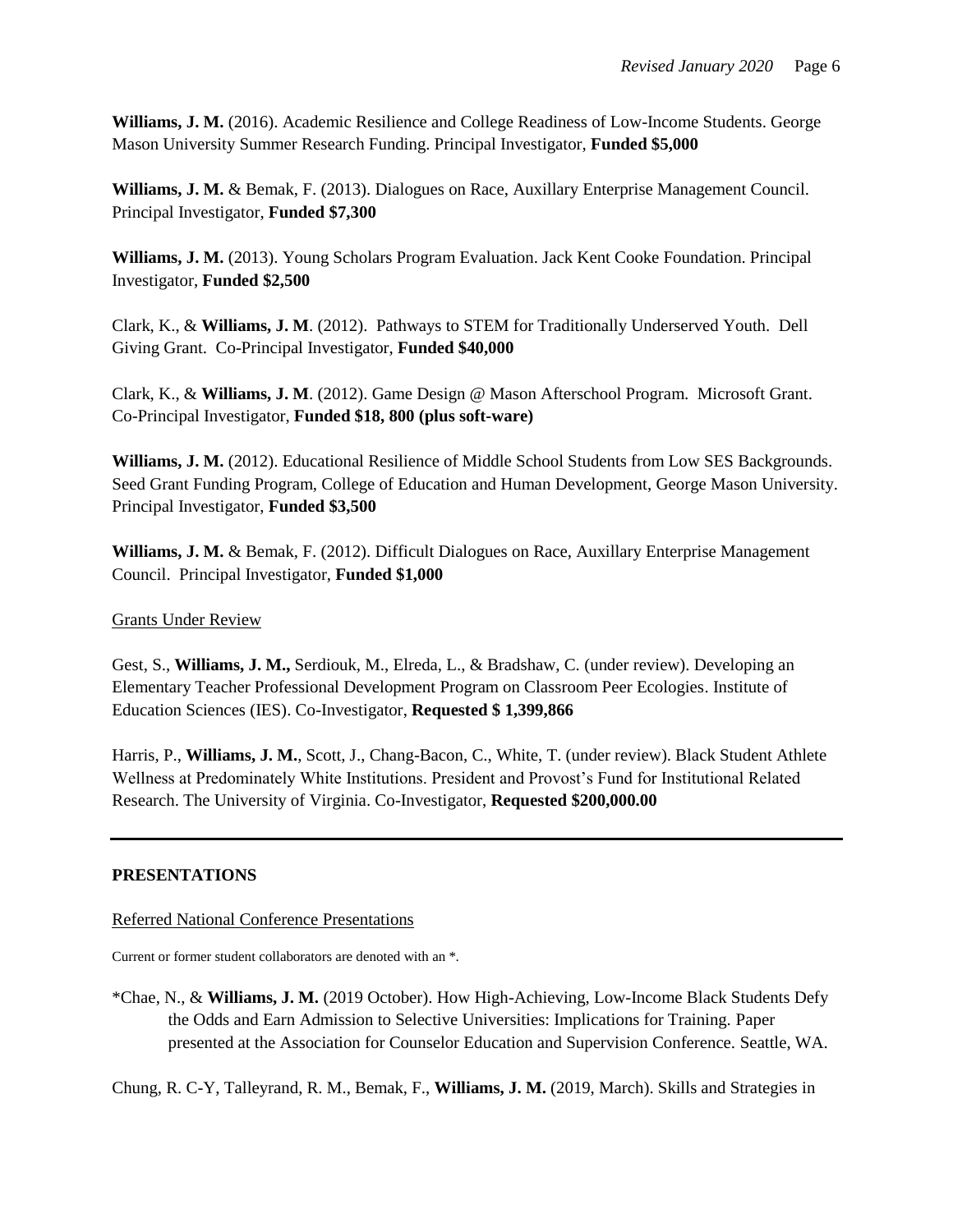**Williams, J. M.** (2016). Academic Resilience and College Readiness of Low-Income Students. George Mason University Summer Research Funding. Principal Investigator, **Funded $5,000**

**Williams, J. M.** & Bemak, F. (2013). Dialogues on Race, Auxillary Enterprise Management Council. Principal Investigator, **Funded $7,300**

**Williams, J. M.** (2013). Young Scholars Program Evaluation. Jack Kent Cooke Foundation. Principal Investigator, **Funded $2,500**

Clark, K., & **Williams, J. M**. (2012). Pathways to STEM for Traditionally Underserved Youth. Dell Giving Grant. Co-Principal Investigator, **Funded $40,000**

Clark, K., & **Williams, J. M**. (2012). Game Design @ Mason Afterschool Program. Microsoft Grant. Co-Principal Investigator, **Funded $18, 800 (plus soft-ware)**

**Williams, J. M.** (2012). Educational Resilience of Middle School Students from Low SES Backgrounds. Seed Grant Funding Program, College of Education and Human Development, George Mason University. Principal Investigator, **Funded $3,500**

**Williams, J. M.** & Bemak, F. (2012). Difficult Dialogues on Race, Auxillary Enterprise Management Council. Principal Investigator, **Funded $1,000**

Grants Under Review

Gest, S., **Williams, J. M.,** Serdiouk, M., Elreda, L., & Bradshaw, C. (under review). Developing an Elementary Teacher Professional Development Program on Classroom Peer Ecologies. Institute of Education Sciences (IES). Co-Investigator, **Requested $ 1,399,866**

Harris, P., **Williams, J. M.**, Scott, J., Chang-Bacon, C., White, T. (under review). Black Student Athlete Wellness at Predominately White Institutions. President and Provost's Fund for Institutional Related Research. The University of Virginia. Co-Investigator, **Requested $200,000.00**

---

## PRESENTATIONS

Referred National Conference Presentations

Current or former student collaborators are denoted with an *.

*Chae, N., & **Williams, J. M.** (2019 October). How High-Achieving, Low-Income Black Students Defy the Odds and Earn Admission to Selective Universities: Implications for Training. Paper presented at the Association for Counselor Education and Supervision Conference. Seattle, WA.

Chung, R. C-Y, Talleyrand, R. M., Bemak, F., **Williams, J. M.** (2019, March). Skills and Strategies in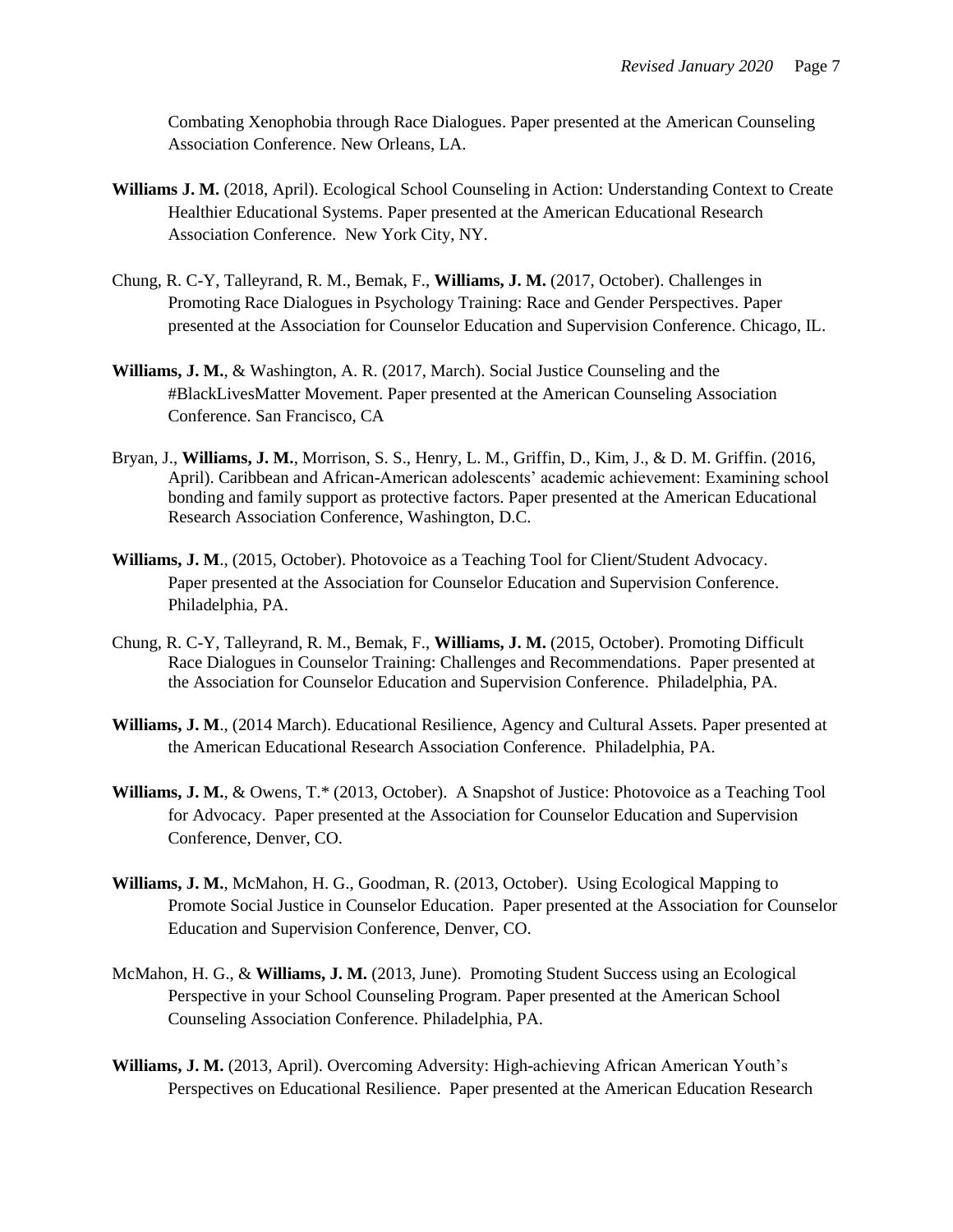Combating Xenophobia through Race Dialogues. Paper presented at the American Counseling Association Conference. New Orleans, LA.

**Williams J. M.** (2018, April). Ecological School Counseling in Action: Understanding Context to Create Healthier Educational Systems. Paper presented at the American Educational Research Association Conference. New York City, NY.

Chung, R. C-Y, Talleyrand, R. M., Bemak, F., **Williams, J. M.** (2017, October). Challenges in Promoting Race Dialogues in Psychology Training: Race and Gender Perspectives. Paper presented at the Association for Counselor Education and Supervision Conference. Chicago, IL.

**Williams, J. M.**, & Washington, A. R. (2017, March). Social Justice Counseling and the #BlackLivesMatter Movement. Paper presented at the American Counseling Association Conference. San Francisco, CA

Bryan, J., **Williams, J. M.**, Morrison, S. S., Henry, L. M., Griffin, D., Kim, J., & D. M. Griffin. (2016, April). Caribbean and African-American adolescents' academic achievement: Examining school bonding and family support as protective factors. Paper presented at the American Educational Research Association Conference, Washington, D.C.

**Williams, J. M**., (2015, October). Photovoice as a Teaching Tool for Client/Student Advocacy. Paper presented at the Association for Counselor Education and Supervision Conference. Philadelphia, PA.

Chung, R. C-Y, Talleyrand, R. M., Bemak, F., **Williams, J. M.** (2015, October). Promoting Difficult Race Dialogues in Counselor Training: Challenges and Recommendations. Paper presented at the Association for Counselor Education and Supervision Conference. Philadelphia, PA.

**Williams, J. M**., (2014 March). Educational Resilience, Agency and Cultural Assets. Paper presented at the American Educational Research Association Conference. Philadelphia, PA.

**Williams, J. M.**, & Owens, T.* (2013, October). A Snapshot of Justice: Photovoice as a Teaching Tool for Advocacy. Paper presented at the Association for Counselor Education and Supervision Conference, Denver, CO.

**Williams, J. M.**, McMahon, H. G., Goodman, R. (2013, October). Using Ecological Mapping to Promote Social Justice in Counselor Education. Paper presented at the Association for Counselor Education and Supervision Conference, Denver, CO.

McMahon, H. G., & **Williams, J. M.** (2013, June). Promoting Student Success using an Ecological Perspective in your School Counseling Program. Paper presented at the American School Counseling Association Conference. Philadelphia, PA.

**Williams, J. M.** (2013, April). Overcoming Adversity: High-achieving African American Youth's Perspectives on Educational Resilience. Paper presented at the American Education Research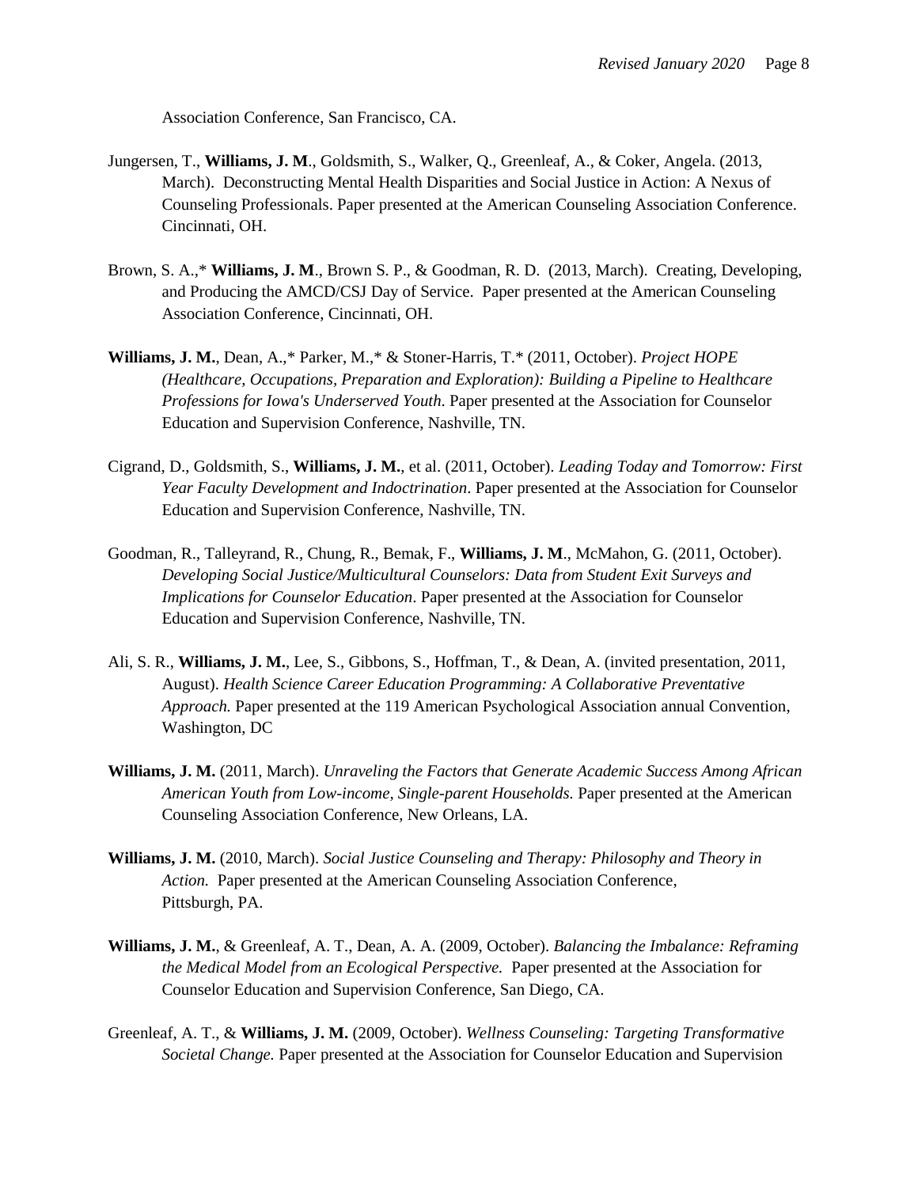Association Conference, San Francisco, CA.

Jungersen, T., **Williams, J. M**., Goldsmith, S., Walker, Q., Greenleaf, A., & Coker, Angela. (2013, March). Deconstructing Mental Health Disparities and Social Justice in Action: A Nexus of Counseling Professionals. Paper presented at the American Counseling Association Conference. Cincinnati, OH.

Brown, S. A.,* **Williams, J. M**., Brown S. P., & Goodman, R. D. (2013, March). Creating, Developing, and Producing the AMCD/CSJ Day of Service. Paper presented at the American Counseling Association Conference, Cincinnati, OH.

**Williams, J. M.**, Dean, A.,* Parker, M.,* & Stoner-Harris, T.* (2011, October). *Project HOPE (Healthcare, Occupations, Preparation and Exploration): Building a Pipeline to Healthcare Professions for Iowa's Underserved Youth*. Paper presented at the Association for Counselor Education and Supervision Conference, Nashville, TN.

Cigrand, D., Goldsmith, S., **Williams, J. M.**, et al. (2011, October). *Leading Today and Tomorrow: First Year Faculty Development and Indoctrination*. Paper presented at the Association for Counselor Education and Supervision Conference, Nashville, TN.

Goodman, R., Talleyrand, R., Chung, R., Bemak, F., **Williams, J. M**., McMahon, G. (2011, October). *Developing Social Justice/Multicultural Counselors: Data from Student Exit Surveys and Implications for Counselor Education*. Paper presented at the Association for Counselor Education and Supervision Conference, Nashville, TN.

Ali, S. R., **Williams, J. M.**, Lee, S., Gibbons, S., Hoffman, T., & Dean, A. (invited presentation, 2011, August). *Health Science Career Education Programming: A Collaborative Preventative Approach.* Paper presented at the 119 American Psychological Association annual Convention, Washington, DC

**Williams, J. M.** (2011, March). *Unraveling the Factors that Generate Academic Success Among African American Youth from Low-income, Single-parent Households.* Paper presented at the American Counseling Association Conference, New Orleans, LA.

**Williams, J. M.** (2010, March). *Social Justice Counseling and Therapy: Philosophy and Theory in Action.* Paper presented at the American Counseling Association Conference, Pittsburgh, PA.

**Williams, J. M.**, & Greenleaf, A. T., Dean, A. A. (2009, October). *Balancing the Imbalance: Reframing the Medical Model from an Ecological Perspective.* Paper presented at the Association for Counselor Education and Supervision Conference, San Diego, CA.

Greenleaf, A. T., & **Williams, J. M.** (2009, October). *Wellness Counseling: Targeting Transformative Societal Change.* Paper presented at the Association for Counselor Education and Supervision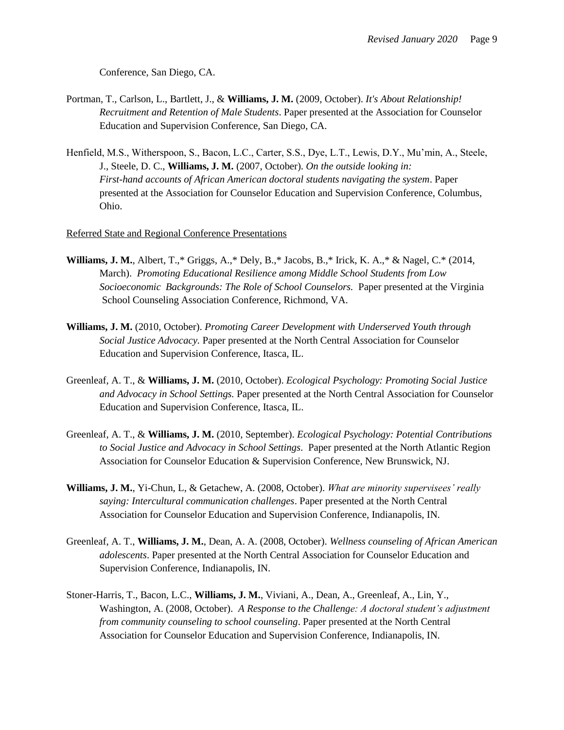Conference, San Diego, CA.

Portman, T., Carlson, L., Bartlett, J., & **Williams, J. M.** (2009, October). *It's About Relationship! Recruitment and Retention of Male Students*. Paper presented at the Association for Counselor Education and Supervision Conference, San Diego, CA.

Henfield, M.S., Witherspoon, S., Bacon, L.C., Carter, S.S., Dye, L.T., Lewis, D.Y., Mu'min, A., Steele, J., Steele, D. C., **Williams, J. M.** (2007, October). *On the outside looking in: First-hand accounts of African American doctoral students navigating the system*. Paper presented at the Association for Counselor Education and Supervision Conference, Columbus, Ohio.

<u>Referred State and Regional Conference Presentations</u>

**Williams, J. M.**, Albert, T.,* Griggs, A.,* Dely, B.,* Jacobs, B.,* Irick, K. A.,* & Nagel, C.* (2014, March). *Promoting Educational Resilience among Middle School Students from Low Socioeconomic Backgrounds: The Role of School Counselors.* Paper presented at the Virginia School Counseling Association Conference, Richmond, VA.

**Williams, J. M.** (2010, October). *Promoting Career Development with Underserved Youth through Social Justice Advocacy.* Paper presented at the North Central Association for Counselor Education and Supervision Conference, Itasca, IL.

Greenleaf, A. T., & **Williams, J. M.** (2010, October). *Ecological Psychology: Promoting Social Justice and Advocacy in School Settings.* Paper presented at the North Central Association for Counselor Education and Supervision Conference, Itasca, IL.

Greenleaf, A. T., & **Williams, J. M.** (2010, September). *Ecological Psychology: Potential Contributions to Social Justice and Advocacy in School Settings*. Paper presented at the North Atlantic Region Association for Counselor Education & Supervision Conference, New Brunswick, NJ.

**Williams, J. M.**, Yi-Chun, L, & Getachew, A. (2008, October). *What are minority supervisees' really saying: Intercultural communication challenges*. Paper presented at the North Central Association for Counselor Education and Supervision Conference, Indianapolis, IN.

Greenleaf, A. T., **Williams, J. M.**, Dean, A. A. (2008, October). *Wellness counseling of African American adolescents*. Paper presented at the North Central Association for Counselor Education and Supervision Conference, Indianapolis, IN.

Stoner-Harris, T., Bacon, L.C., **Williams, J. M.**, Viviani, A., Dean, A., Greenleaf, A., Lin, Y., Washington, A. (2008, October). *A Response to the Challenge: A doctoral student's adjustment from community counseling to school counseling*. Paper presented at the North Central Association for Counselor Education and Supervision Conference, Indianapolis, IN.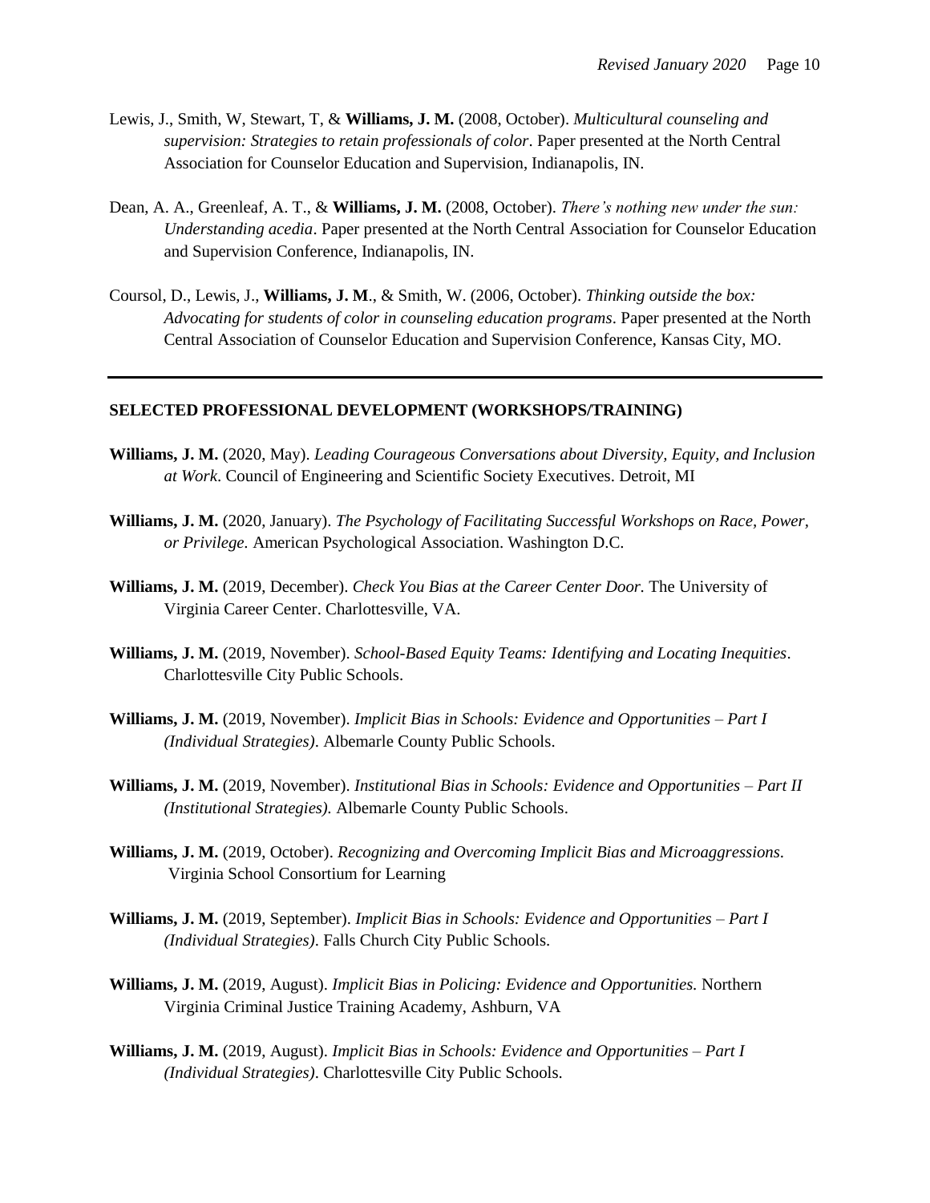Lewis, J., Smith, W, Stewart, T, & **Williams, J. M.** (2008, October). *Multicultural counseling and supervision: Strategies to retain professionals of color*. Paper presented at the North Central Association for Counselor Education and Supervision, Indianapolis, IN.

Dean, A. A., Greenleaf, A. T., & **Williams, J. M.** (2008, October). *There's nothing new under the sun: Understanding acedia*. Paper presented at the North Central Association for Counselor Education and Supervision Conference, Indianapolis, IN.

Coursol, D., Lewis, J., **Williams, J. M**., & Smith, W. (2006, October). *Thinking outside the box: Advocating for students of color in counseling education programs*. Paper presented at the North Central Association of Counselor Education and Supervision Conference, Kansas City, MO.

---

## SELECTED PROFESSIONAL DEVELOPMENT (WORKSHOPS/TRAINING)

**Williams, J. M.** (2020, May). *Leading Courageous Conversations about Diversity, Equity, and Inclusion at Work*. Council of Engineering and Scientific Society Executives. Detroit, MI

**Williams, J. M.** (2020, January). *The Psychology of Facilitating Successful Workshops on Race, Power, or Privilege.* American Psychological Association. Washington D.C.

**Williams, J. M.** (2019, December). *Check You Bias at the Career Center Door.* The University of Virginia Career Center. Charlottesville, VA.

**Williams, J. M.** (2019, November). *School-Based Equity Teams: Identifying and Locating Inequities*. Charlottesville City Public Schools.

**Williams, J. M.** (2019, November). *Implicit Bias in Schools: Evidence and Opportunities – Part I (Individual Strategies)*. Albemarle County Public Schools.

**Williams, J. M.** (2019, November). *Institutional Bias in Schools: Evidence and Opportunities – Part II (Institutional Strategies).* Albemarle County Public Schools.

**Williams, J. M.** (2019, October). *Recognizing and Overcoming Implicit Bias and Microaggressions*. Virginia School Consortium for Learning

**Williams, J. M.** (2019, September). *Implicit Bias in Schools: Evidence and Opportunities – Part I (Individual Strategies)*. Falls Church City Public Schools.

**Williams, J. M.** (2019, August). *Implicit Bias in Policing: Evidence and Opportunities.* Northern Virginia Criminal Justice Training Academy, Ashburn, VA

**Williams, J. M.** (2019, August). *Implicit Bias in Schools: Evidence and Opportunities – Part I (Individual Strategies)*. Charlottesville City Public Schools.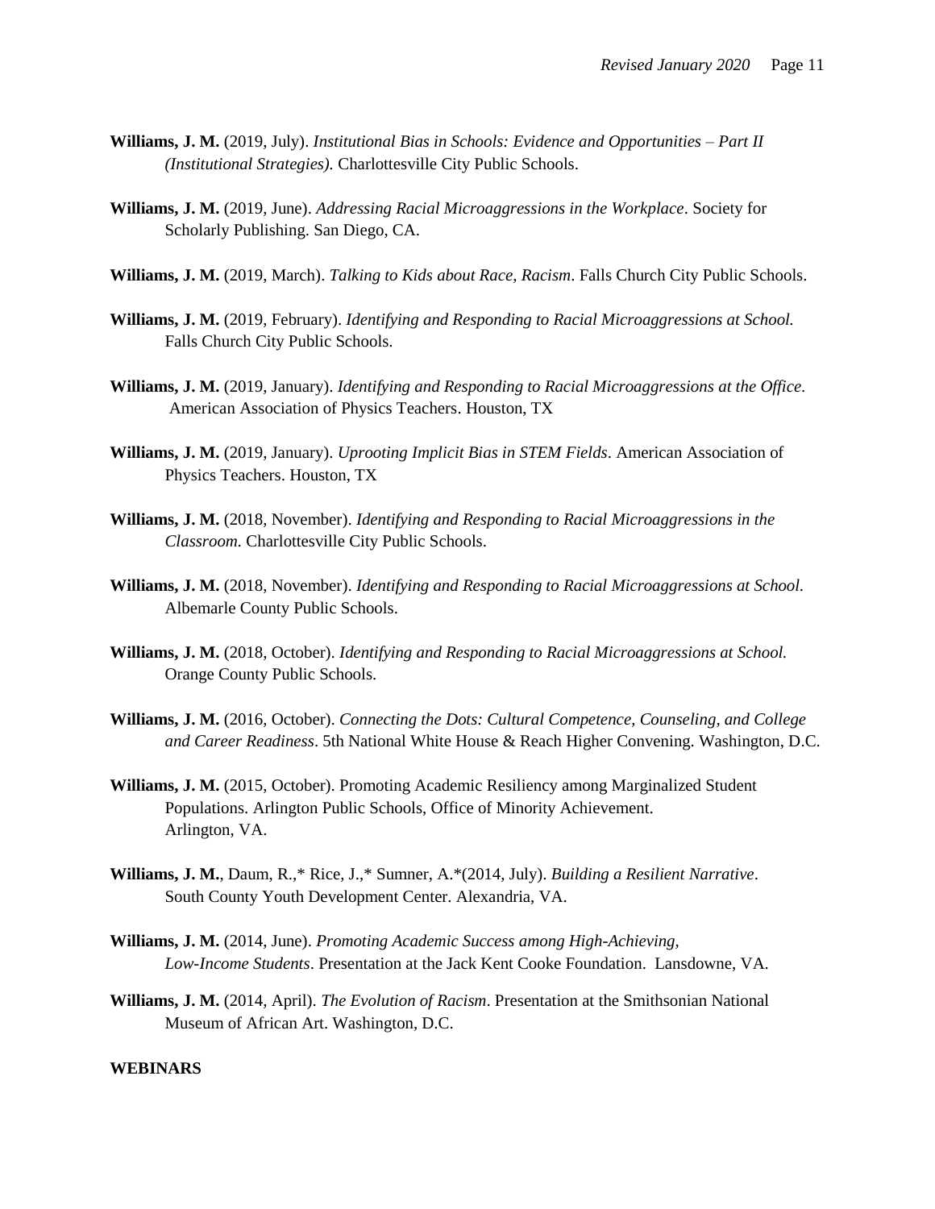**Williams, J. M.** (2019, July). *Institutional Bias in Schools: Evidence and Opportunities – Part II (Institutional Strategies).* Charlottesville City Public Schools.

**Williams, J. M.** (2019, June). *Addressing Racial Microaggressions in the Workplace*. Society for Scholarly Publishing. San Diego, CA.

**Williams, J. M.** (2019, March). *Talking to Kids about Race, Racism*. Falls Church City Public Schools.

**Williams, J. M.** (2019, February). *Identifying and Responding to Racial Microaggressions at School.* Falls Church City Public Schools.

**Williams, J. M.** (2019, January). *Identifying and Responding to Racial Microaggressions at the Office.* American Association of Physics Teachers. Houston, TX

**Williams, J. M.** (2019, January). *Uprooting Implicit Bias in STEM Fields*. American Association of Physics Teachers. Houston, TX

**Williams, J. M.** (2018, November). *Identifying and Responding to Racial Microaggressions in the Classroom.* Charlottesville City Public Schools.

**Williams, J. M.** (2018, November). *Identifying and Responding to Racial Microaggressions at School.* Albemarle County Public Schools.

**Williams, J. M.** (2018, October). *Identifying and Responding to Racial Microaggressions at School.* Orange County Public Schools.

**Williams, J. M.** (2016, October). *Connecting the Dots: Cultural Competence, Counseling, and College and Career Readiness*. 5th National White House & Reach Higher Convening. Washington, D.C.

**Williams, J. M.** (2015, October). Promoting Academic Resiliency among Marginalized Student Populations. Arlington Public Schools, Office of Minority Achievement. Arlington, VA.

**Williams, J. M.**, Daum, R.,* Rice, J.,* Sumner, A.*(2014, July). *Building a Resilient Narrative*. South County Youth Development Center. Alexandria, VA.

**Williams, J. M.** (2014, June). *Promoting Academic Success among High-Achieving, Low-Income Students*. Presentation at the Jack Kent Cooke Foundation. Lansdowne, VA.

**Williams, J. M.** (2014, April). *The Evolution of Racism*. Presentation at the Smithsonian National Museum of African Art. Washington, D.C.

**WEBINARS**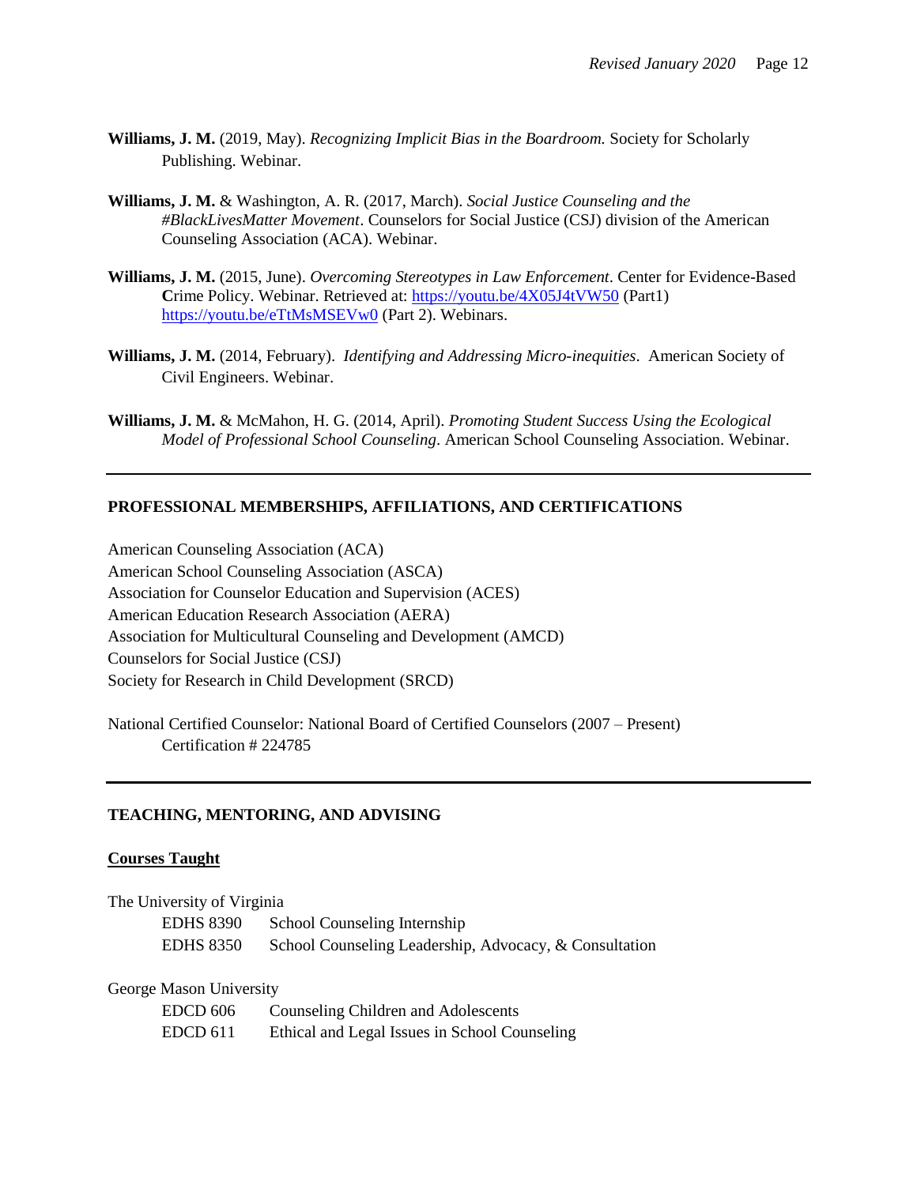**Williams, J. M.** (2019, May). *Recognizing Implicit Bias in the Boardroom.* Society for Scholarly Publishing. Webinar.

**Williams, J. M.** & Washington, A. R. (2017, March). *Social Justice Counseling and the #BlackLivesMatter Movement*. Counselors for Social Justice (CSJ) division of the American Counseling Association (ACA). Webinar.

**Williams, J. M.** (2015, June). *Overcoming Stereotypes in Law Enforcement*. Center for Evidence-Based **C**rime Policy. Webinar. Retrieved at: https://youtu.be/4X05J4tVW50 (Part1) https://youtu.be/eTtMsMSEVw0 (Part 2). Webinars.

**Williams, J. M.** (2014, February). *Identifying and Addressing Micro-inequities*. American Society of Civil Engineers. Webinar.

**Williams, J. M.** & McMahon, H. G. (2014, April). *Promoting Student Success Using the Ecological Model of Professional School Counseling*. American School Counseling Association. Webinar.

---

## PROFESSIONAL MEMBERSHIPS, AFFILIATIONS, AND CERTIFICATIONS

American Counseling Association (ACA)
American School Counseling Association (ASCA)
Association for Counselor Education and Supervision (ACES)
American Education Research Association (AERA)
Association for Multicultural Counseling and Development (AMCD)
Counselors for Social Justice (CSJ)
Society for Research in Child Development (SRCD)

National Certified Counselor: National Board of Certified Counselors (2007 – Present)
Certification # 224785

---

## TEACHING, MENTORING, AND ADVISING

### Courses Taught

The University of Virginia

| | |
|---|---|
| EDHS 8390 | School Counseling Internship |
| EDHS 8350 | School Counseling Leadership, Advocacy, & Consultation |

George Mason University

| | |
|---|---|
| EDCD 606 | Counseling Children and Adolescents |
| EDCD 611 | Ethical and Legal Issues in School Counseling |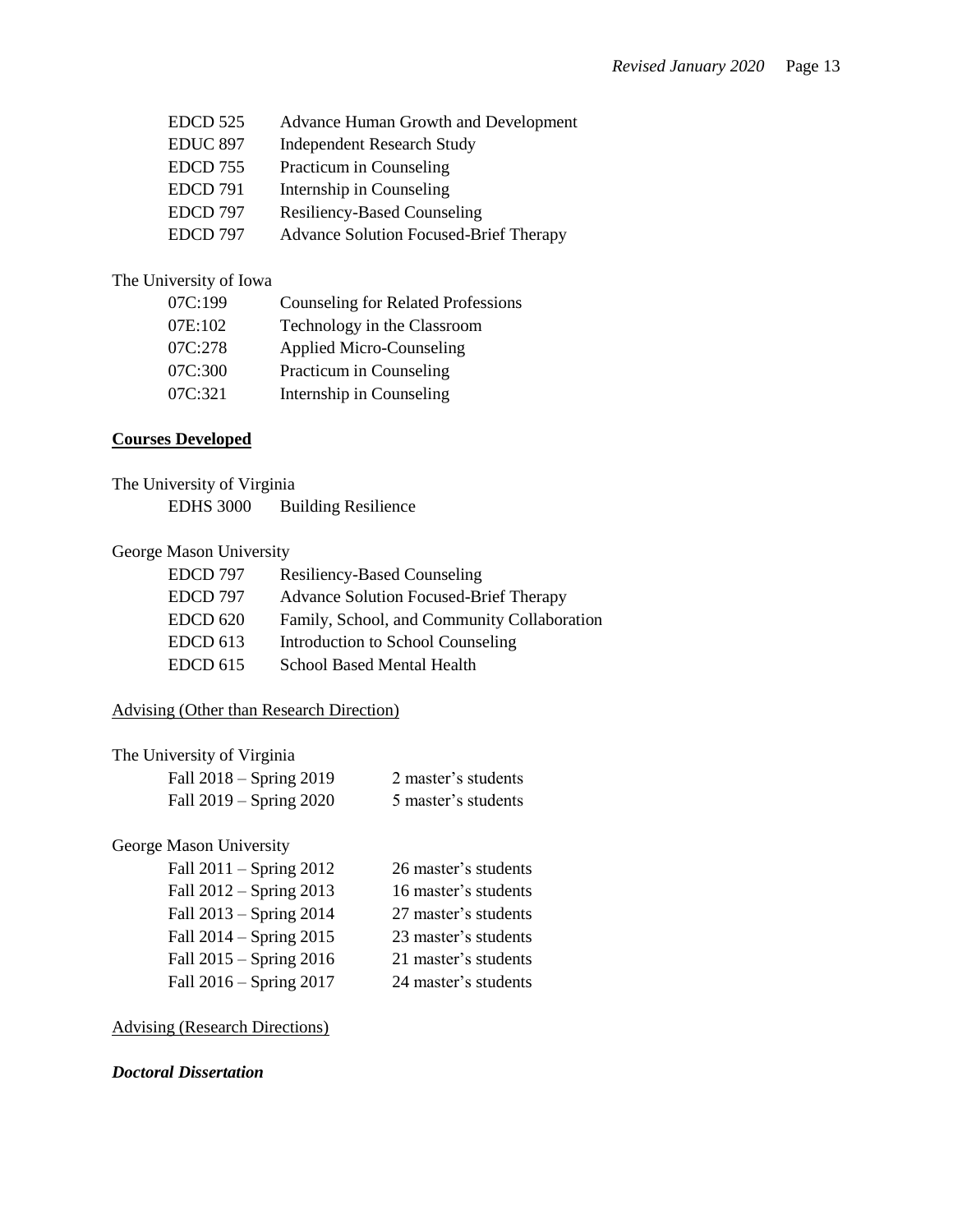| | |
|---|---|
| EDCD 525 | Advance Human Growth and Development |
| EDUC 897 | Independent Research Study |
| EDCD 755 | Practicum in Counseling |
| EDCD 791 | Internship in Counseling |
| EDCD 797 | Resiliency-Based Counseling |
| EDCD 797 | Advance Solution Focused-Brief Therapy |

The University of Iowa

| | |
|---|---|
| 07C:199 | Counseling for Related Professions |
| 07E:102 | Technology in the Classroom |
| 07C:278 | Applied Micro-Counseling |
| 07C:300 | Practicum in Counseling |
| 07C:321 | Internship in Counseling |

**Courses Developed**

The University of Virginia

| | |
|---|---|
| EDHS 3000 | Building Resilience |

George Mason University

| | |
|---|---|
| EDCD 797 | Resiliency-Based Counseling |
| EDCD 797 | Advance Solution Focused-Brief Therapy |
| EDCD 620 | Family, School, and Community Collaboration |
| EDCD 613 | Introduction to School Counseling |
| EDCD 615 | School Based Mental Health |

Advising (Other than Research Direction)

The University of Virginia

| | |
|---|---|
| Fall 2018 – Spring 2019 | 2 master's students |
| Fall 2019 – Spring 2020 | 5 master's students |

George Mason University

| | |
|---|---|
| Fall 2011 – Spring 2012 | 26 master's students |
| Fall 2012 – Spring 2013 | 16 master's students |
| Fall 2013 – Spring 2014 | 27 master's students |
| Fall 2014 – Spring 2015 | 23 master's students |
| Fall 2015 – Spring 2016 | 21 master's students |
| Fall 2016 – Spring 2017 | 24 master's students |

Advising (Research Directions)

***Doctoral Dissertation***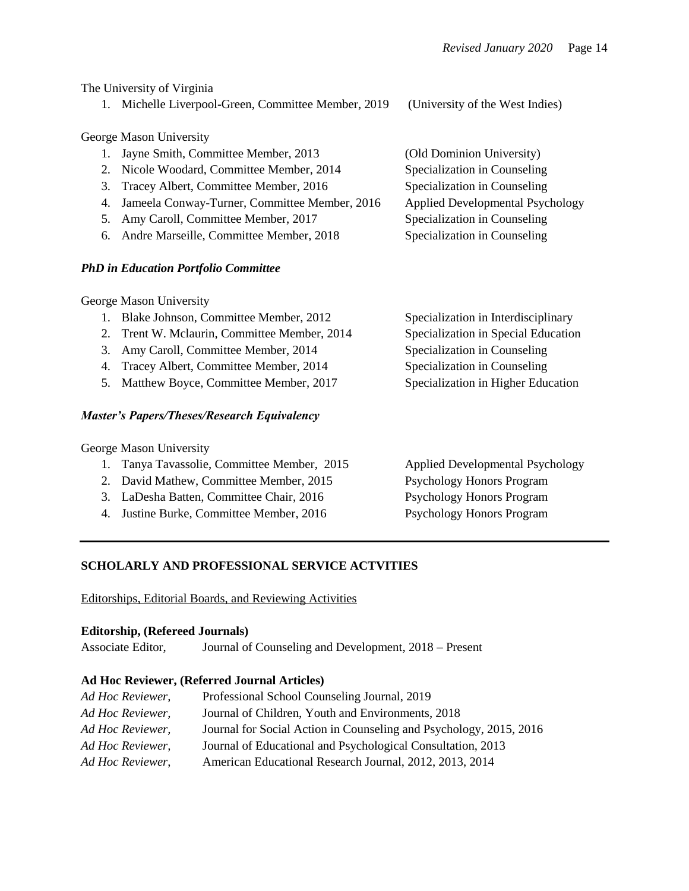The University of Virginia

1. Michelle Liverpool-Green, Committee Member, 2019 (University of the West Indies)

George Mason University

1. Jayne Smith, Committee Member, 2013 (Old Dominion University)
2. Nicole Woodard, Committee Member, 2014 Specialization in Counseling
3. Tracey Albert, Committee Member, 2016 Specialization in Counseling
4. Jameela Conway-Turner, Committee Member, 2016 Applied Developmental Psychology
5. Amy Caroll, Committee Member, 2017 Specialization in Counseling
6. Andre Marseille, Committee Member, 2018 Specialization in Counseling

***PhD in Education Portfolio Committee***

George Mason University

1. Blake Johnson, Committee Member, 2012 Specialization in Interdisciplinary
2. Trent W. Mclaurin, Committee Member, 2014 Specialization in Special Education
3. Amy Caroll, Committee Member, 2014 Specialization in Counseling
4. Tracey Albert, Committee Member, 2014 Specialization in Counseling
5. Matthew Boyce, Committee Member, 2017 Specialization in Higher Education

***Master's Papers/Theses/Research Equivalency***

George Mason University

1. Tanya Tavassolie, Committee Member, 2015 Applied Developmental Psychology
2. David Mathew, Committee Member, 2015 Psychology Honors Program
3. LaDesha Batten, Committee Chair, 2016 Psychology Honors Program
4. Justine Burke, Committee Member, 2016 Psychology Honors Program

---

## SCHOLARLY AND PROFESSIONAL SERVICE ACTVITIES

Editorships, Editorial Boards, and Reviewing Activities

**Editorship, (Refereed Journals)**

Associate Editor, Journal of Counseling and Development, 2018 – Present

**Ad Hoc Reviewer, (Referred Journal Articles)**

*Ad Hoc Reviewer,* Professional School Counseling Journal, 2019
*Ad Hoc Reviewer,* Journal of Children, Youth and Environments, 2018
*Ad Hoc Reviewer,* Journal for Social Action in Counseling and Psychology, 2015, 2016
*Ad Hoc Reviewer,* Journal of Educational and Psychological Consultation, 2013
*Ad Hoc Reviewer,* American Educational Research Journal, 2012, 2013, 2014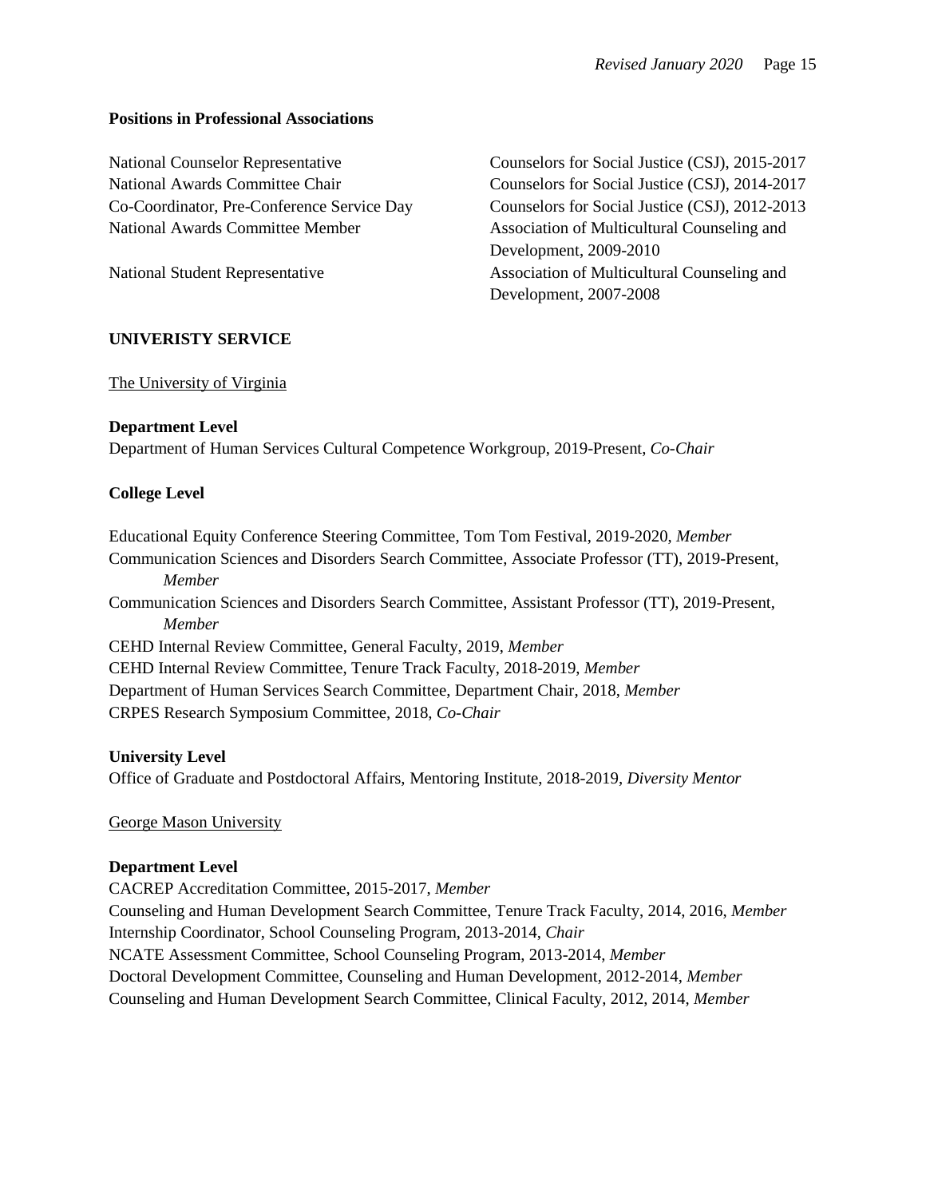**Positions in Professional Associations**

| | |
|---|---|
| National Counselor Representative | Counselors for Social Justice (CSJ), 2015-2017 |
| National Awards Committee Chair | Counselors for Social Justice (CSJ), 2014-2017 |
| Co-Coordinator, Pre-Conference Service Day | Counselors for Social Justice (CSJ), 2012-2013 |
| National Awards Committee Member | Association of Multicultural Counseling and Development, 2009-2010 |
| National Student Representative | Association of Multicultural Counseling and Development, 2007-2008 |

**UNIVERISTY SERVICE**

The University of Virginia

**Department Level**

Department of Human Services Cultural Competence Workgroup, 2019-Present, *Co-Chair*

**College Level**

Educational Equity Conference Steering Committee, Tom Tom Festival, 2019-2020, *Member*

Communication Sciences and Disorders Search Committee, Associate Professor (TT), 2019-Present, *Member*

Communication Sciences and Disorders Search Committee, Assistant Professor (TT), 2019-Present, *Member*

CEHD Internal Review Committee, General Faculty, 2019, *Member*

CEHD Internal Review Committee, Tenure Track Faculty, 2018-2019, *Member*

Department of Human Services Search Committee, Department Chair, 2018, *Member*

CRPES Research Symposium Committee, 2018, *Co-Chair*

**University Level**

Office of Graduate and Postdoctoral Affairs, Mentoring Institute, 2018-2019, *Diversity Mentor*

George Mason University

**Department Level**

CACREP Accreditation Committee, 2015-2017, *Member*

Counseling and Human Development Search Committee, Tenure Track Faculty, 2014, 2016, *Member*

Internship Coordinator, School Counseling Program, 2013-2014, *Chair*

NCATE Assessment Committee, School Counseling Program, 2013-2014, *Member*

Doctoral Development Committee, Counseling and Human Development, 2012-2014, *Member*

Counseling and Human Development Search Committee, Clinical Faculty, 2012, 2014, *Member*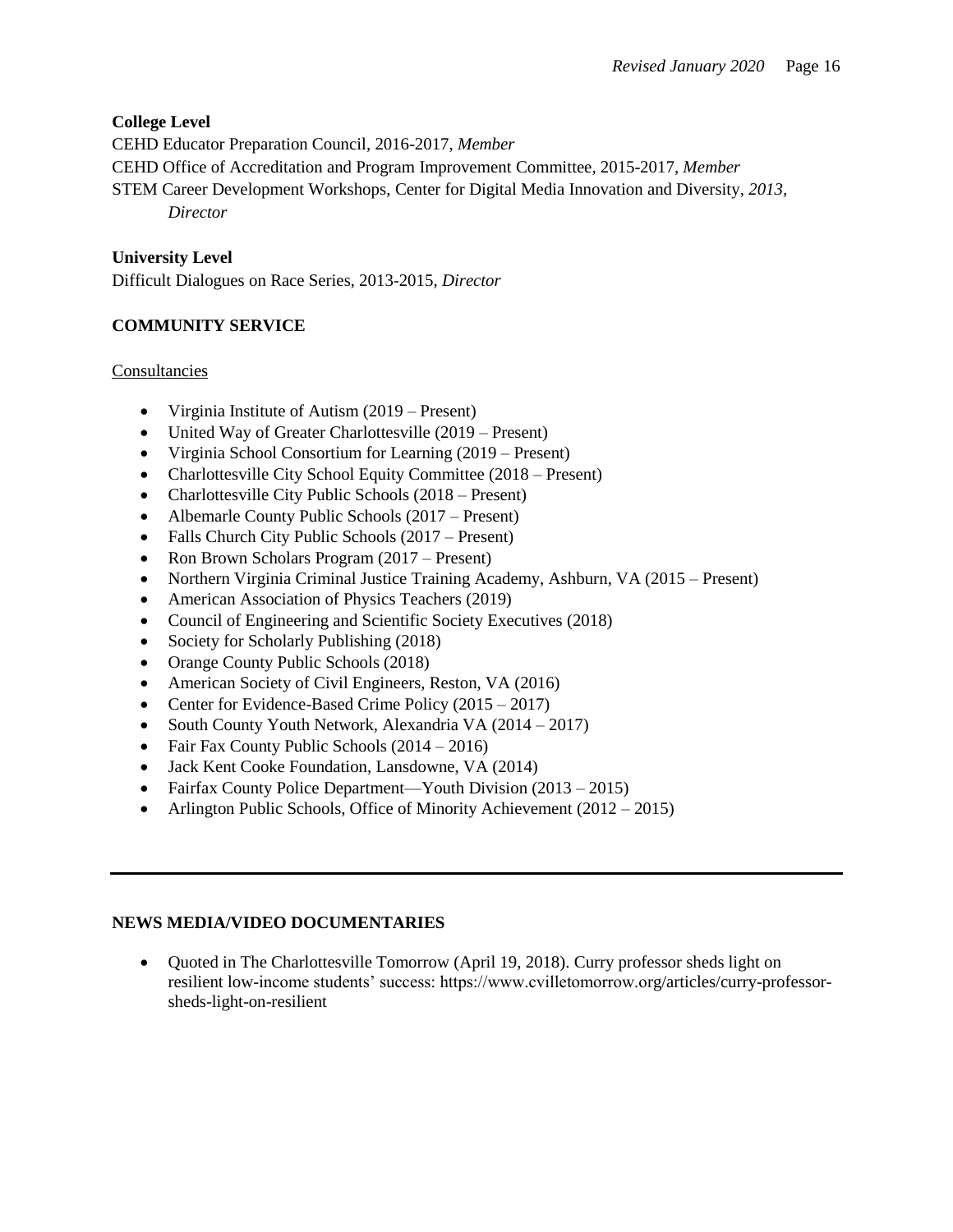**College Level**

CEHD Educator Preparation Council, 2016-2017, *Member*

CEHD Office of Accreditation and Program Improvement Committee, 2015-2017, *Member*

STEM Career Development Workshops, Center for Digital Media Innovation and Diversity, *2013, Director*

**University Level**

Difficult Dialogues on Race Series, 2013-2015, *Director*

## COMMUNITY SERVICE

Consultancies

- Virginia Institute of Autism (2019 – Present)
- United Way of Greater Charlottesville (2019 – Present)
- Virginia School Consortium for Learning (2019 – Present)
- Charlottesville City School Equity Committee (2018 – Present)
- Charlottesville City Public Schools (2018 – Present)
- Albemarle County Public Schools (2017 – Present)
- Falls Church City Public Schools (2017 – Present)
- Ron Brown Scholars Program (2017 – Present)
- Northern Virginia Criminal Justice Training Academy, Ashburn, VA (2015 – Present)
- American Association of Physics Teachers (2019)
- Council of Engineering and Scientific Society Executives (2018)
- Society for Scholarly Publishing (2018)
- Orange County Public Schools (2018)
- American Society of Civil Engineers, Reston, VA (2016)
- Center for Evidence-Based Crime Policy (2015 – 2017)
- South County Youth Network, Alexandria VA (2014 – 2017)
- Fair Fax County Public Schools (2014 – 2016)
- Jack Kent Cooke Foundation, Lansdowne, VA (2014)
- Fairfax County Police Department—Youth Division (2013 – 2015)
- Arlington Public Schools, Office of Minority Achievement (2012 – 2015)

---

## NEWS MEDIA/VIDEO DOCUMENTARIES

- Quoted in The Charlottesville Tomorrow (April 19, 2018). Curry professor sheds light on resilient low-income students' success: https://www.cvilletomorrow.org/articles/curry-professor-sheds-light-on-resilient